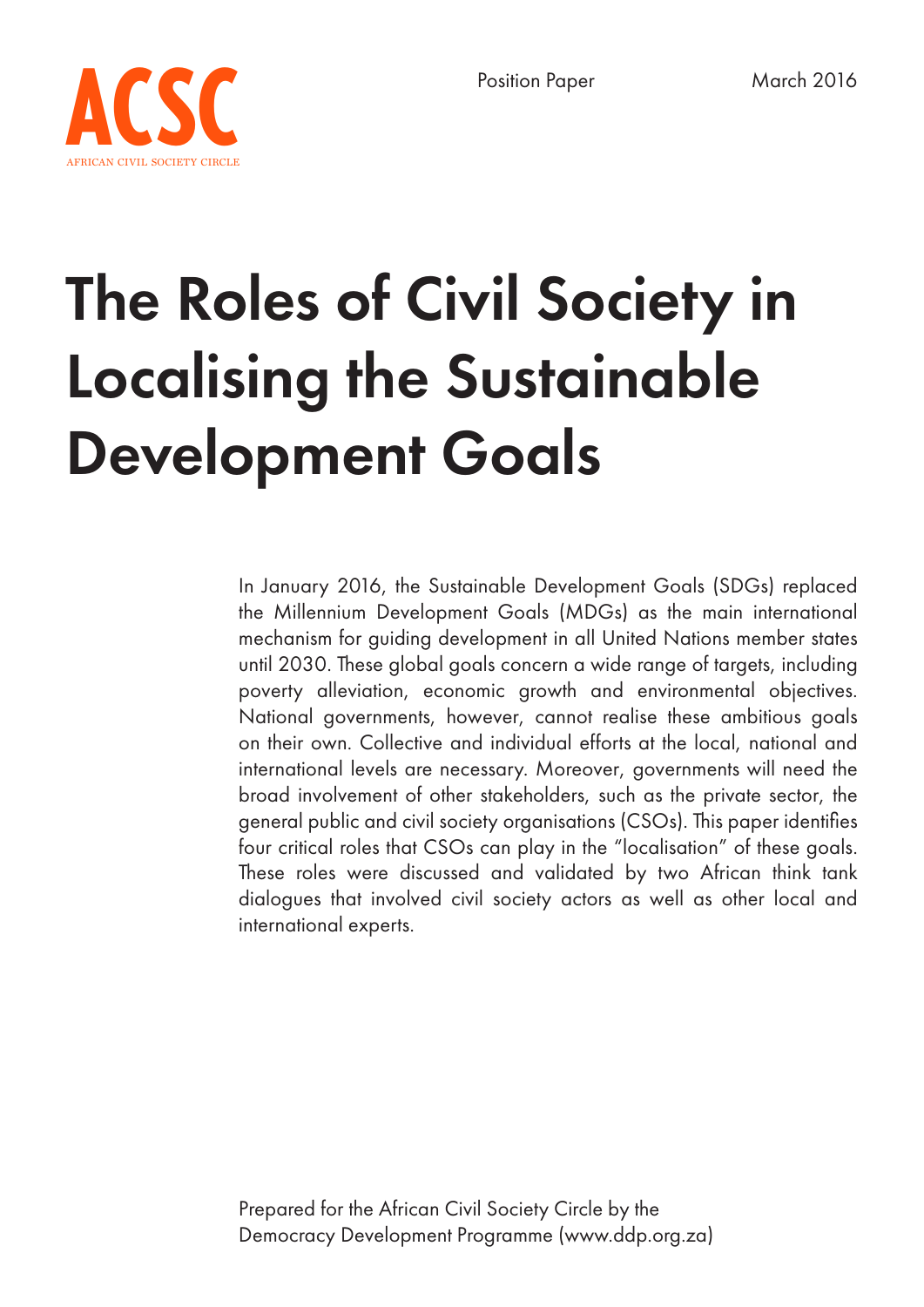ACSC

AFRICAN CIVIL SOCIETY CIRCLE

Position Paper

March 2016

# The Roles of Civil Society in Localising the Sustainable Development Goals

In January 2016, the Sustainable Development Goals (SDGs) replaced the Millennium Development Goals (MDGs) as the main international mechanism for guiding development in all United Nations member states until 2030. These global goals concern a wide range of targets, including poverty alleviation, economic growth and environmental objectives. National governments, however, cannot realise these ambitious goals on their own. Collective and individual efforts at the local, national and international levels are necessary. Moreover, governments will need the broad involvement of other stakeholders, such as the private sector, the general public and civil society organisations (CSOs). This paper identifies four critical roles that CSOs can play in the "localisation" of these goals. These roles were discussed and validated by two African think tank dialogues that involved civil society actors as well as other local and international experts.

Prepared for the African Civil Society Circle by the Democracy Development Programme (www.ddp.org.za)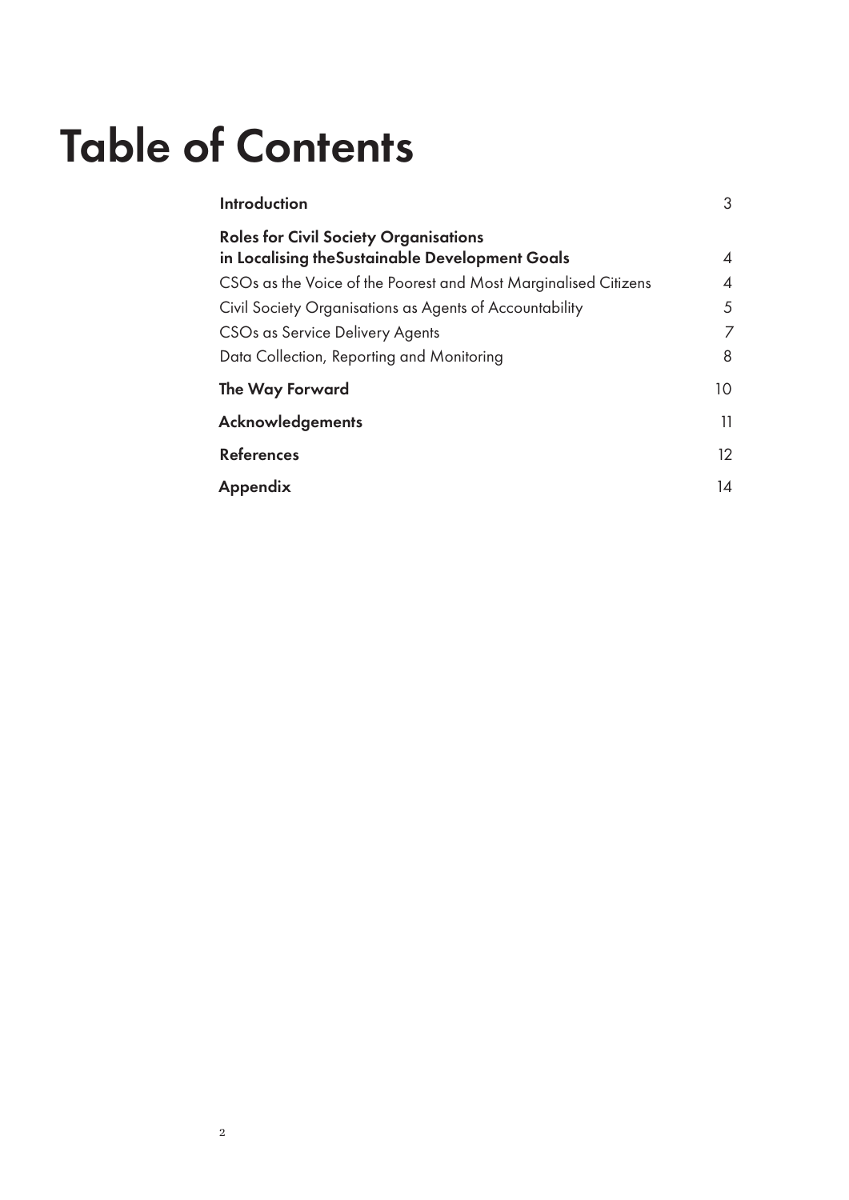# Table of Contents

| | |
|---|---|
| **Introduction** | 3 |
| **Roles for Civil Society Organisations in Localising theSustainable Development Goals** | 4 |
| CSOs as the Voice of the Poorest and Most Marginalised Citizens | 4 |
| Civil Society Organisations as Agents of Accountability | 5 |
| CSOs as Service Delivery Agents | 7 |
| Data Collection, Reporting and Monitoring | 8 |
| **The Way Forward** | 10 |
| **Acknowledgements** | 11 |
| **References** | 12 |
| **Appendix** | 14 |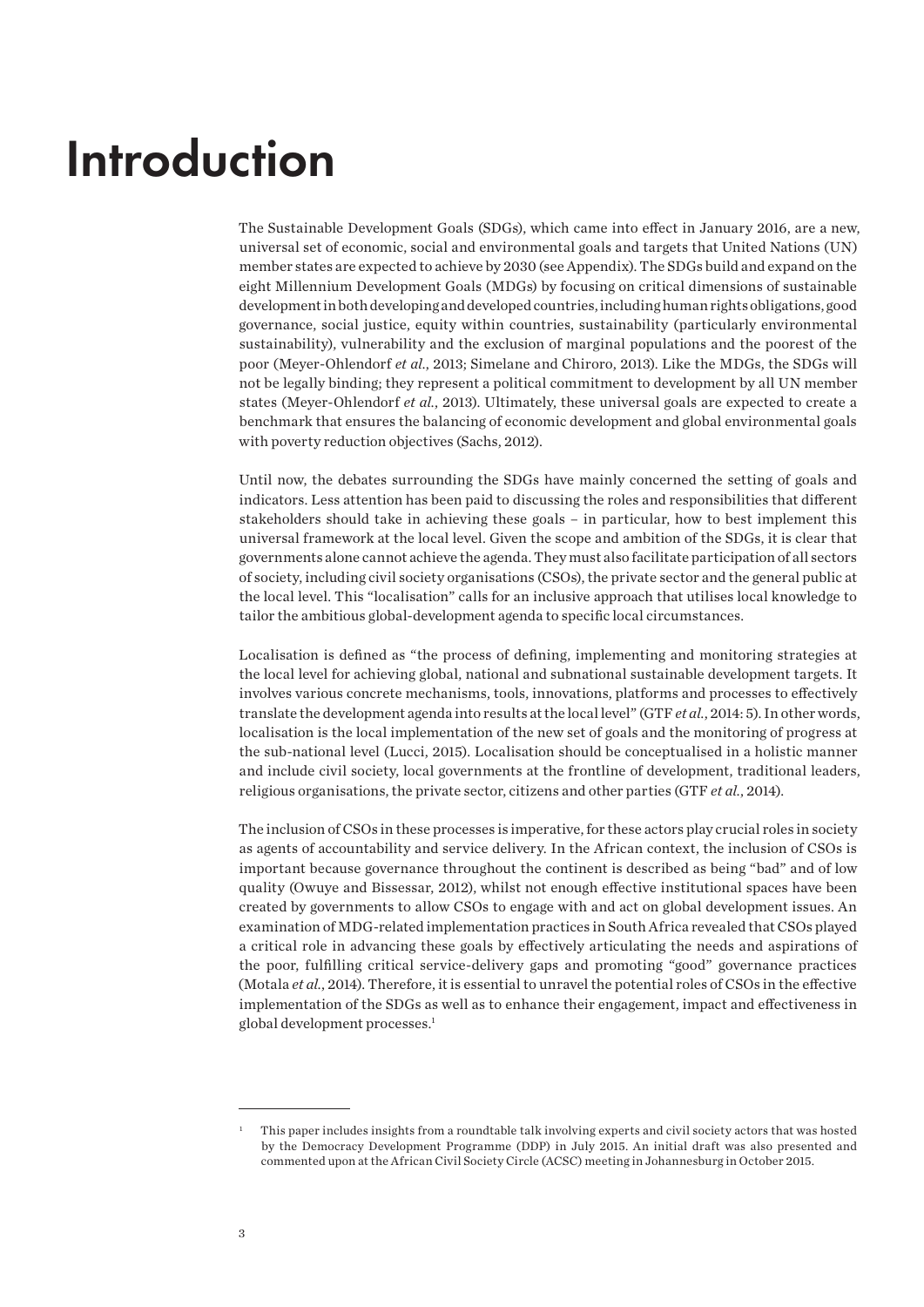# Introduction

The Sustainable Development Goals (SDGs), which came into effect in January 2016, are a new, universal set of economic, social and environmental goals and targets that United Nations (UN) member states are expected to achieve by 2030 (see Appendix). The SDGs build and expand on the eight Millennium Development Goals (MDGs) by focusing on critical dimensions of sustainable development in both developing and developed countries, including human rights obligations, good governance, social justice, equity within countries, sustainability (particularly environmental sustainability), vulnerability and the exclusion of marginal populations and the poorest of the poor (Meyer-Ohlendorf *et al.*, 2013; Simelane and Chiroro, 2013). Like the MDGs, the SDGs will not be legally binding; they represent a political commitment to development by all UN member states (Meyer-Ohlendorf *et al.*, 2013). Ultimately, these universal goals are expected to create a benchmark that ensures the balancing of economic development and global environmental goals with poverty reduction objectives (Sachs, 2012).

Until now, the debates surrounding the SDGs have mainly concerned the setting of goals and indicators. Less attention has been paid to discussing the roles and responsibilities that different stakeholders should take in achieving these goals – in particular, how to best implement this universal framework at the local level. Given the scope and ambition of the SDGs, it is clear that governments alone cannot achieve the agenda. They must also facilitate participation of all sectors of society, including civil society organisations (CSOs), the private sector and the general public at the local level. This "localisation" calls for an inclusive approach that utilises local knowledge to tailor the ambitious global-development agenda to specific local circumstances.

Localisation is defined as "the process of defining, implementing and monitoring strategies at the local level for achieving global, national and subnational sustainable development targets. It involves various concrete mechanisms, tools, innovations, platforms and processes to effectively translate the development agenda into results at the local level" (GTF *et al.*, 2014: 5). In other words, localisation is the local implementation of the new set of goals and the monitoring of progress at the sub-national level (Lucci, 2015). Localisation should be conceptualised in a holistic manner and include civil society, local governments at the frontline of development, traditional leaders, religious organisations, the private sector, citizens and other parties (GTF *et al.*, 2014).

The inclusion of CSOs in these processes is imperative, for these actors play crucial roles in society as agents of accountability and service delivery. In the African context, the inclusion of CSOs is important because governance throughout the continent is described as being "bad" and of low quality (Owuye and Bissessar, 2012), whilst not enough effective institutional spaces have been created by governments to allow CSOs to engage with and act on global development issues. An examination of MDG-related implementation practices in South Africa revealed that CSOs played a critical role in advancing these goals by effectively articulating the needs and aspirations of the poor, fulfilling critical service-delivery gaps and promoting "good" governance practices (Motala *et al.*, 2014). Therefore, it is essential to unravel the potential roles of CSOs in the effective implementation of the SDGs as well as to enhance their engagement, impact and effectiveness in global development processes.[1]

---

[1] This paper includes insights from a roundtable talk involving experts and civil society actors that was hosted by the Democracy Development Programme (DDP) in July 2015. An initial draft was also presented and commented upon at the African Civil Society Circle (ACSC) meeting in Johannesburg in October 2015.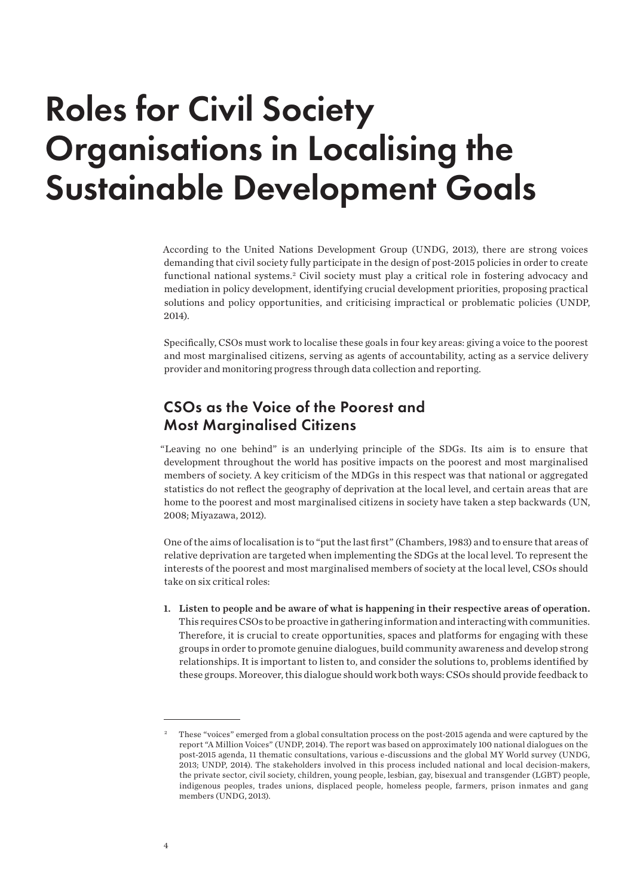# Roles for Civil Society Organisations in Localising the Sustainable Development Goals

According to the United Nations Development Group (UNDG, 2013), there are strong voices demanding that civil society fully participate in the design of post-2015 policies in order to create functional national systems.[2] Civil society must play a critical role in fostering advocacy and mediation in policy development, identifying crucial development priorities, proposing practical solutions and policy opportunities, and criticising impractical or problematic policies (UNDP, 2014).

Specifically, CSOs must work to localise these goals in four key areas: giving a voice to the poorest and most marginalised citizens, serving as agents of accountability, acting as a service delivery provider and monitoring progress through data collection and reporting.

## CSOs as the Voice of the Poorest and Most Marginalised Citizens

"Leaving no one behind" is an underlying principle of the SDGs. Its aim is to ensure that development throughout the world has positive impacts on the poorest and most marginalised members of society. A key criticism of the MDGs in this respect was that national or aggregated statistics do not reflect the geography of deprivation at the local level, and certain areas that are home to the poorest and most marginalised citizens in society have taken a step backwards (UN, 2008; Miyazawa, 2012).

One of the aims of localisation is to "put the last first" (Chambers, 1983) and to ensure that areas of relative deprivation are targeted when implementing the SDGs at the local level. To represent the interests of the poorest and most marginalised members of society at the local level, CSOs should take on six critical roles:

1. **Listen to people and be aware of what is happening in their respective areas of operation.** This requires CSOs to be proactive in gathering information and interacting with communities. Therefore, it is crucial to create opportunities, spaces and platforms for engaging with these groups in order to promote genuine dialogues, build community awareness and develop strong relationships. It is important to listen to, and consider the solutions to, problems identified by these groups. Moreover, this dialogue should work both ways: CSOs should provide feedback to

---

[2] These "voices" emerged from a global consultation process on the post-2015 agenda and were captured by the report "A Million Voices" (UNDP, 2014). The report was based on approximately 100 national dialogues on the post-2015 agenda, 11 thematic consultations, various e-discussions and the global MY World survey (UNDG, 2013; UNDP, 2014). The stakeholders involved in this process included national and local decision-makers, the private sector, civil society, children, young people, lesbian, gay, bisexual and transgender (LGBT) people, indigenous peoples, trades unions, displaced people, homeless people, farmers, prison inmates and gang members (UNDG, 2013).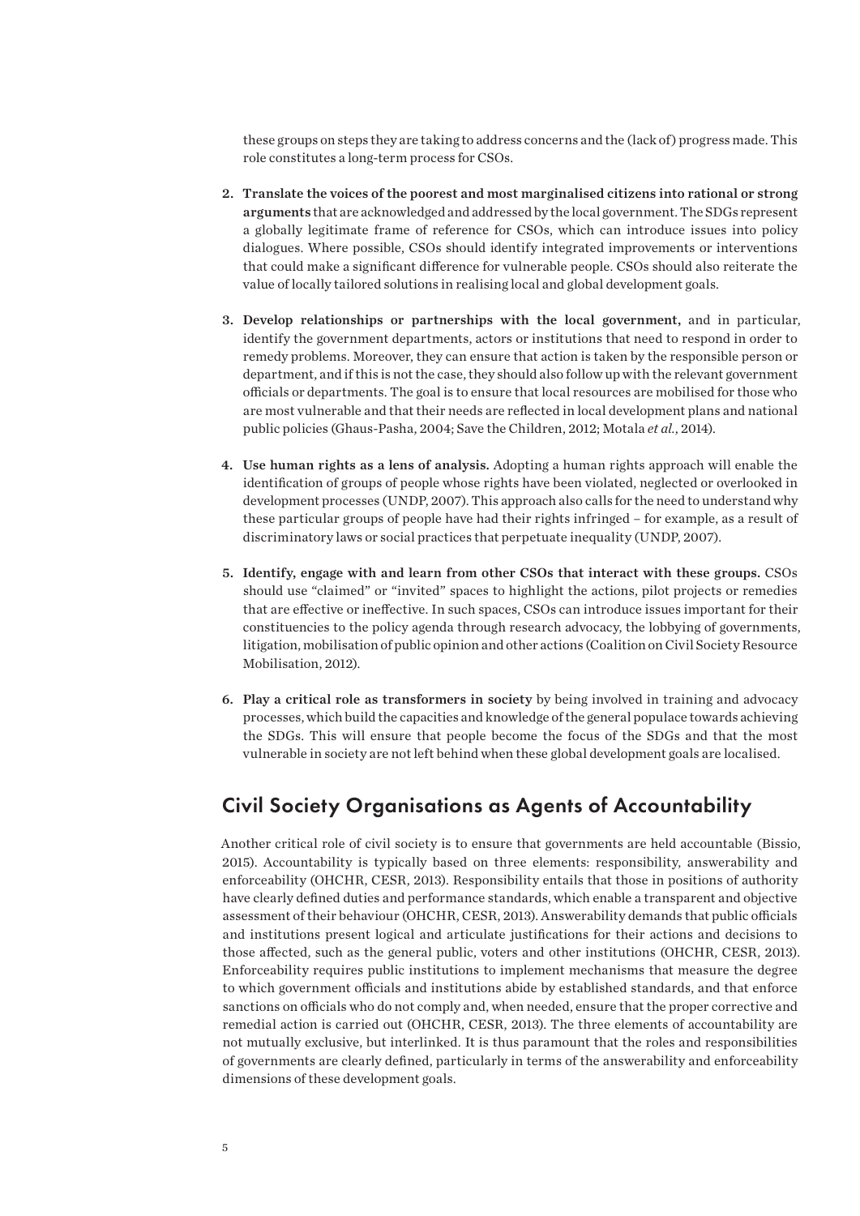these groups on steps they are taking to address concerns and the (lack of) progress made. This role constitutes a long-term process for CSOs.

2. **Translate the voices of the poorest and most marginalised citizens into rational or strong arguments** that are acknowledged and addressed by the local government. The SDGs represent a globally legitimate frame of reference for CSOs, which can introduce issues into policy dialogues. Where possible, CSOs should identify integrated improvements or interventions that could make a significant difference for vulnerable people. CSOs should also reiterate the value of locally tailored solutions in realising local and global development goals.

3. **Develop relationships or partnerships with the local government,** and in particular, identify the government departments, actors or institutions that need to respond in order to remedy problems. Moreover, they can ensure that action is taken by the responsible person or department, and if this is not the case, they should also follow up with the relevant government officials or departments. The goal is to ensure that local resources are mobilised for those who are most vulnerable and that their needs are reflected in local development plans and national public policies (Ghaus-Pasha, 2004; Save the Children, 2012; Motala *et al.*, 2014).

4. **Use human rights as a lens of analysis.** Adopting a human rights approach will enable the identification of groups of people whose rights have been violated, neglected or overlooked in development processes (UNDP, 2007). This approach also calls for the need to understand why these particular groups of people have had their rights infringed – for example, as a result of discriminatory laws or social practices that perpetuate inequality (UNDP, 2007).

5. **Identify, engage with and learn from other CSOs that interact with these groups.** CSOs should use "claimed" or "invited" spaces to highlight the actions, pilot projects or remedies that are effective or ineffective. In such spaces, CSOs can introduce issues important for their constituencies to the policy agenda through research advocacy, the lobbying of governments, litigation, mobilisation of public opinion and other actions (Coalition on Civil Society Resource Mobilisation, 2012).

6. **Play a critical role as transformers in society** by being involved in training and advocacy processes, which build the capacities and knowledge of the general populace towards achieving the SDGs. This will ensure that people become the focus of the SDGs and that the most vulnerable in society are not left behind when these global development goals are localised.

## Civil Society Organisations as Agents of Accountability

Another critical role of civil society is to ensure that governments are held accountable (Bissio, 2015). Accountability is typically based on three elements: responsibility, answerability and enforceability (OHCHR, CESR, 2013). Responsibility entails that those in positions of authority have clearly defined duties and performance standards, which enable a transparent and objective assessment of their behaviour (OHCHR, CESR, 2013). Answerability demands that public officials and institutions present logical and articulate justifications for their actions and decisions to those affected, such as the general public, voters and other institutions (OHCHR, CESR, 2013). Enforceability requires public institutions to implement mechanisms that measure the degree to which government officials and institutions abide by established standards, and that enforce sanctions on officials who do not comply and, when needed, ensure that the proper corrective and remedial action is carried out (OHCHR, CESR, 2013). The three elements of accountability are not mutually exclusive, but interlinked. It is thus paramount that the roles and responsibilities of governments are clearly defined, particularly in terms of the answerability and enforceability dimensions of these development goals.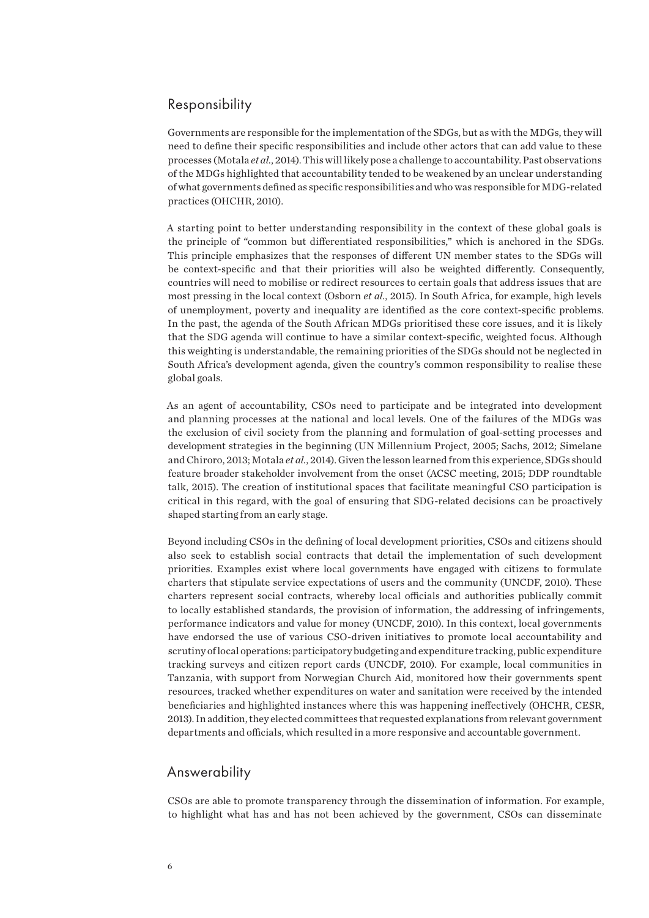## Responsibility

Governments are responsible for the implementation of the SDGs, but as with the MDGs, they will need to define their specific responsibilities and include other actors that can add value to these processes (Motala *et al.*, 2014). This will likely pose a challenge to accountability. Past observations of the MDGs highlighted that accountability tended to be weakened by an unclear understanding of what governments defined as specific responsibilities and who was responsible for MDG-related practices (OHCHR, 2010).

A starting point to better understanding responsibility in the context of these global goals is the principle of "common but differentiated responsibilities," which is anchored in the SDGs. This principle emphasizes that the responses of different UN member states to the SDGs will be context-specific and that their priorities will also be weighted differently. Consequently, countries will need to mobilise or redirect resources to certain goals that address issues that are most pressing in the local context (Osborn *et al.*, 2015). In South Africa, for example, high levels of unemployment, poverty and inequality are identified as the core context-specific problems. In the past, the agenda of the South African MDGs prioritised these core issues, and it is likely that the SDG agenda will continue to have a similar context-specific, weighted focus. Although this weighting is understandable, the remaining priorities of the SDGs should not be neglected in South Africa's development agenda, given the country's common responsibility to realise these global goals.

As an agent of accountability, CSOs need to participate and be integrated into development and planning processes at the national and local levels. One of the failures of the MDGs was the exclusion of civil society from the planning and formulation of goal-setting processes and development strategies in the beginning (UN Millennium Project, 2005; Sachs, 2012; Simelane and Chiroro, 2013; Motala *et al.*, 2014). Given the lesson learned from this experience, SDGs should feature broader stakeholder involvement from the onset (ACSC meeting, 2015; DDP roundtable talk, 2015). The creation of institutional spaces that facilitate meaningful CSO participation is critical in this regard, with the goal of ensuring that SDG-related decisions can be proactively shaped starting from an early stage.

Beyond including CSOs in the defining of local development priorities, CSOs and citizens should also seek to establish social contracts that detail the implementation of such development priorities. Examples exist where local governments have engaged with citizens to formulate charters that stipulate service expectations of users and the community (UNCDF, 2010). These charters represent social contracts, whereby local officials and authorities publically commit to locally established standards, the provision of information, the addressing of infringements, performance indicators and value for money (UNCDF, 2010). In this context, local governments have endorsed the use of various CSO-driven initiatives to promote local accountability and scrutiny of local operations: participatory budgeting and expenditure tracking, public expenditure tracking surveys and citizen report cards (UNCDF, 2010). For example, local communities in Tanzania, with support from Norwegian Church Aid, monitored how their governments spent resources, tracked whether expenditures on water and sanitation were received by the intended beneficiaries and highlighted instances where this was happening ineffectively (OHCHR, CESR, 2013). In addition, they elected committees that requested explanations from relevant government departments and officials, which resulted in a more responsive and accountable government.

## Answerability

CSOs are able to promote transparency through the dissemination of information. For example, to highlight what has and has not been achieved by the government, CSOs can disseminate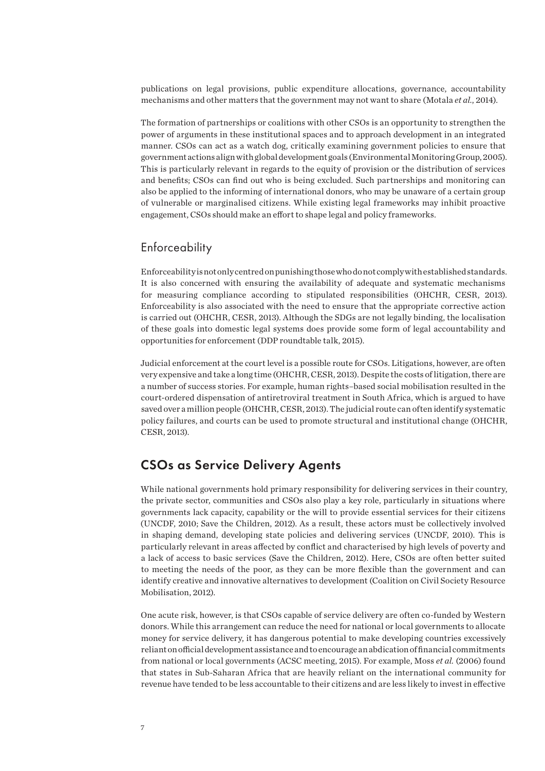publications on legal provisions, public expenditure allocations, governance, accountability mechanisms and other matters that the government may not want to share (Motala *et al.*, 2014).

The formation of partnerships or coalitions with other CSOs is an opportunity to strengthen the power of arguments in these institutional spaces and to approach development in an integrated manner. CSOs can act as a watch dog, critically examining government policies to ensure that government actions align with global development goals (Environmental Monitoring Group, 2005). This is particularly relevant in regards to the equity of provision or the distribution of services and benefits; CSOs can find out who is being excluded. Such partnerships and monitoring can also be applied to the informing of international donors, who may be unaware of a certain group of vulnerable or marginalised citizens. While existing legal frameworks may inhibit proactive engagement, CSOs should make an effort to shape legal and policy frameworks.

### Enforceability

Enforceability is not only centred on punishing those who do not comply with established standards. It is also concerned with ensuring the availability of adequate and systematic mechanisms for measuring compliance according to stipulated responsibilities (OHCHR, CESR, 2013). Enforceability is also associated with the need to ensure that the appropriate corrective action is carried out (OHCHR, CESR, 2013). Although the SDGs are not legally binding, the localisation of these goals into domestic legal systems does provide some form of legal accountability and opportunities for enforcement (DDP roundtable talk, 2015).

Judicial enforcement at the court level is a possible route for CSOs. Litigations, however, are often very expensive and take a long time (OHCHR, CESR, 2013). Despite the costs of litigation, there are a number of success stories. For example, human rights–based social mobilisation resulted in the court-ordered dispensation of antiretroviral treatment in South Africa, which is argued to have saved over a million people (OHCHR, CESR, 2013). The judicial route can often identify systematic policy failures, and courts can be used to promote structural and institutional change (OHCHR, CESR, 2013).

## CSOs as Service Delivery Agents

While national governments hold primary responsibility for delivering services in their country, the private sector, communities and CSOs also play a key role, particularly in situations where governments lack capacity, capability or the will to provide essential services for their citizens (UNCDF, 2010; Save the Children, 2012). As a result, these actors must be collectively involved in shaping demand, developing state policies and delivering services (UNCDF, 2010). This is particularly relevant in areas affected by conflict and characterised by high levels of poverty and a lack of access to basic services (Save the Children, 2012). Here, CSOs are often better suited to meeting the needs of the poor, as they can be more flexible than the government and can identify creative and innovative alternatives to development (Coalition on Civil Society Resource Mobilisation, 2012).

One acute risk, however, is that CSOs capable of service delivery are often co-funded by Western donors. While this arrangement can reduce the need for national or local governments to allocate money for service delivery, it has dangerous potential to make developing countries excessively reliant on official development assistance and to encourage an abdication of financial commitments from national or local governments (ACSC meeting, 2015). For example, Moss *et al.* (2006) found that states in Sub-Saharan Africa that are heavily reliant on the international community for revenue have tended to be less accountable to their citizens and are less likely to invest in effective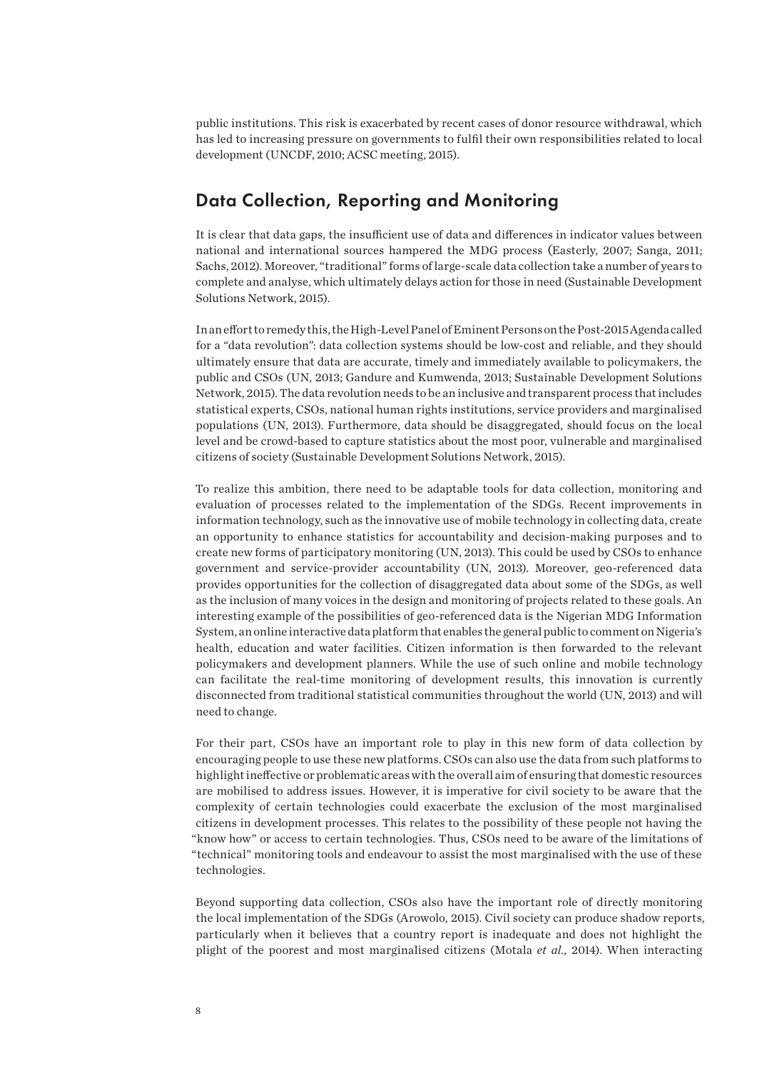public institutions. This risk is exacerbated by recent cases of donor resource withdrawal, which has led to increasing pressure on governments to fulfil their own responsibilities related to local development (UNCDF, 2010; ACSC meeting, 2015).

## Data Collection, Reporting and Monitoring

It is clear that data gaps, the insufficient use of data and differences in indicator values between national and international sources hampered the MDG process (Easterly, 2007; Sanga, 2011; Sachs, 2012). Moreover, "traditional" forms of large-scale data collection take a number of years to complete and analyse, which ultimately delays action for those in need (Sustainable Development Solutions Network, 2015).

In an effort to remedy this, the High-Level Panel of Eminent Persons on the Post-2015 Agenda called for a "data revolution": data collection systems should be low-cost and reliable, and they should ultimately ensure that data are accurate, timely and immediately available to policymakers, the public and CSOs (UN, 2013; Gandure and Kumwenda, 2013; Sustainable Development Solutions Network, 2015). The data revolution needs to be an inclusive and transparent process that includes statistical experts, CSOs, national human rights institutions, service providers and marginalised populations (UN, 2013). Furthermore, data should be disaggregated, should focus on the local level and be crowd-based to capture statistics about the most poor, vulnerable and marginalised citizens of society (Sustainable Development Solutions Network, 2015).

To realize this ambition, there need to be adaptable tools for data collection, monitoring and evaluation of processes related to the implementation of the SDGs. Recent improvements in information technology, such as the innovative use of mobile technology in collecting data, create an opportunity to enhance statistics for accountability and decision-making purposes and to create new forms of participatory monitoring (UN, 2013). This could be used by CSOs to enhance government and service-provider accountability (UN, 2013). Moreover, geo-referenced data provides opportunities for the collection of disaggregated data about some of the SDGs, as well as the inclusion of many voices in the design and monitoring of projects related to these goals. An interesting example of the possibilities of geo-referenced data is the Nigerian MDG Information System, an online interactive data platform that enables the general public to comment on Nigeria's health, education and water facilities. Citizen information is then forwarded to the relevant policymakers and development planners. While the use of such online and mobile technology can facilitate the real-time monitoring of development results, this innovation is currently disconnected from traditional statistical communities throughout the world (UN, 2013) and will need to change.

For their part, CSOs have an important role to play in this new form of data collection by encouraging people to use these new platforms. CSOs can also use the data from such platforms to highlight ineffective or problematic areas with the overall aim of ensuring that domestic resources are mobilised to address issues. However, it is imperative for civil society to be aware that the complexity of certain technologies could exacerbate the exclusion of the most marginalised citizens in development processes. This relates to the possibility of these people not having the "know how" or access to certain technologies. Thus, CSOs need to be aware of the limitations of "technical" monitoring tools and endeavour to assist the most marginalised with the use of these technologies.

Beyond supporting data collection, CSOs also have the important role of directly monitoring the local implementation of the SDGs (Arowolo, 2015). Civil society can produce shadow reports, particularly when it believes that a country report is inadequate and does not highlight the plight of the poorest and most marginalised citizens (Motala *et al.*, 2014). When interacting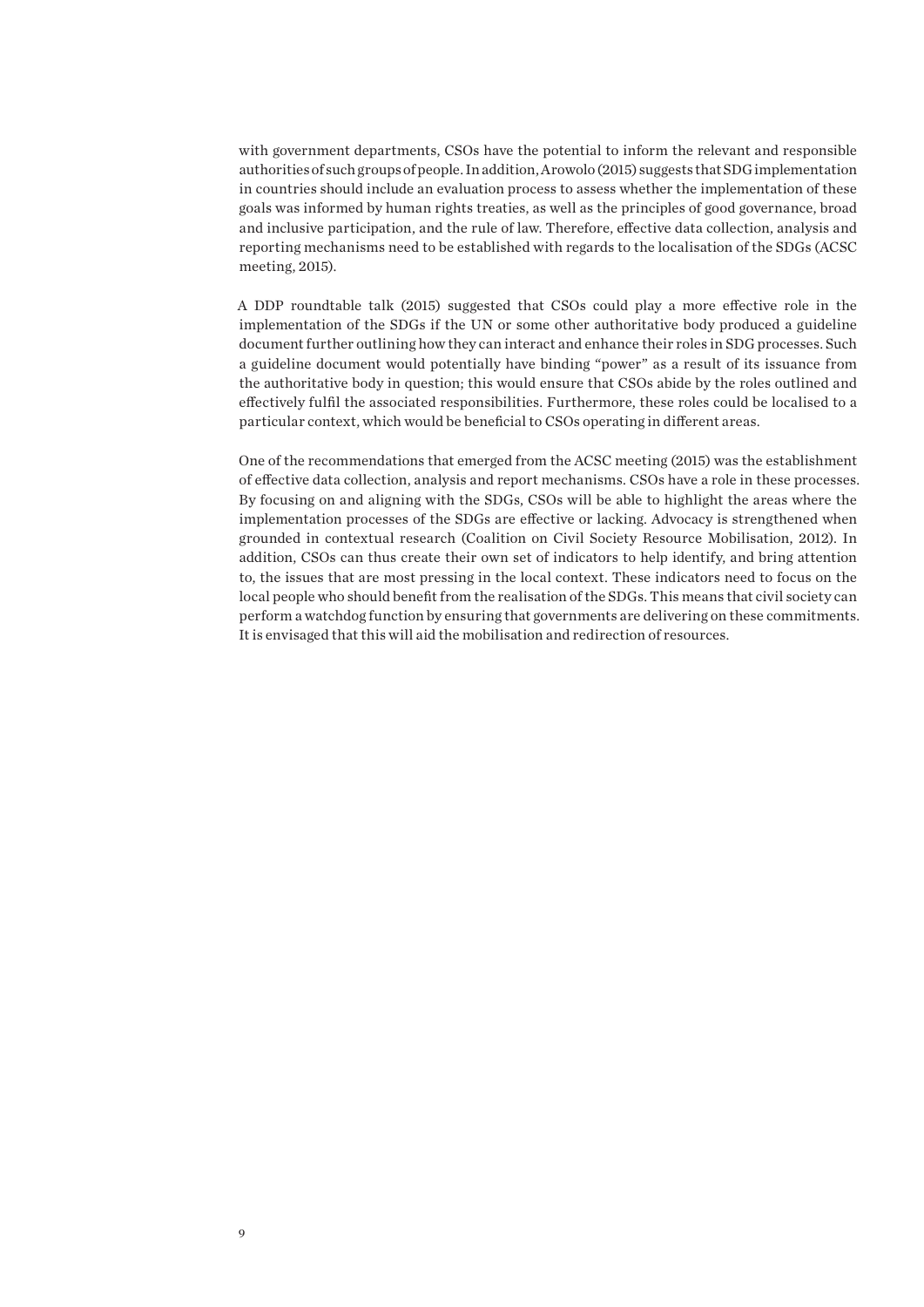with government departments, CSOs have the potential to inform the relevant and responsible authorities of such groups of people. In addition, Arowolo (2015) suggests that SDG implementation in countries should include an evaluation process to assess whether the implementation of these goals was informed by human rights treaties, as well as the principles of good governance, broad and inclusive participation, and the rule of law. Therefore, effective data collection, analysis and reporting mechanisms need to be established with regards to the localisation of the SDGs (ACSC meeting, 2015).

A DDP roundtable talk (2015) suggested that CSOs could play a more effective role in the implementation of the SDGs if the UN or some other authoritative body produced a guideline document further outlining how they can interact and enhance their roles in SDG processes. Such a guideline document would potentially have binding "power" as a result of its issuance from the authoritative body in question; this would ensure that CSOs abide by the roles outlined and effectively fulfil the associated responsibilities. Furthermore, these roles could be localised to a particular context, which would be beneficial to CSOs operating in different areas.

One of the recommendations that emerged from the ACSC meeting (2015) was the establishment of effective data collection, analysis and report mechanisms. CSOs have a role in these processes. By focusing on and aligning with the SDGs, CSOs will be able to highlight the areas where the implementation processes of the SDGs are effective or lacking. Advocacy is strengthened when grounded in contextual research (Coalition on Civil Society Resource Mobilisation, 2012). In addition, CSOs can thus create their own set of indicators to help identify, and bring attention to, the issues that are most pressing in the local context. These indicators need to focus on the local people who should benefit from the realisation of the SDGs. This means that civil society can perform a watchdog function by ensuring that governments are delivering on these commitments. It is envisaged that this will aid the mobilisation and redirection of resources.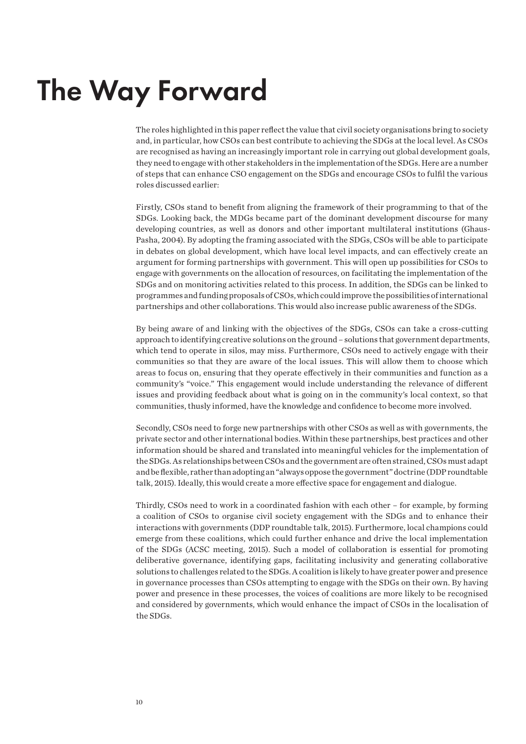# The Way Forward

The roles highlighted in this paper reflect the value that civil society organisations bring to society and, in particular, how CSOs can best contribute to achieving the SDGs at the local level. As CSOs are recognised as having an increasingly important role in carrying out global development goals, they need to engage with other stakeholders in the implementation of the SDGs. Here are a number of steps that can enhance CSO engagement on the SDGs and encourage CSOs to fulfil the various roles discussed earlier:

Firstly, CSOs stand to benefit from aligning the framework of their programming to that of the SDGs. Looking back, the MDGs became part of the dominant development discourse for many developing countries, as well as donors and other important multilateral institutions (Ghaus-Pasha, 2004). By adopting the framing associated with the SDGs, CSOs will be able to participate in debates on global development, which have local level impacts, and can effectively create an argument for forming partnerships with government. This will open up possibilities for CSOs to engage with governments on the allocation of resources, on facilitating the implementation of the SDGs and on monitoring activities related to this process. In addition, the SDGs can be linked to programmes and funding proposals of CSOs, which could improve the possibilities of international partnerships and other collaborations. This would also increase public awareness of the SDGs.

By being aware of and linking with the objectives of the SDGs, CSOs can take a cross-cutting approach to identifying creative solutions on the ground – solutions that government departments, which tend to operate in silos, may miss. Furthermore, CSOs need to actively engage with their communities so that they are aware of the local issues. This will allow them to choose which areas to focus on, ensuring that they operate effectively in their communities and function as a community's "voice." This engagement would include understanding the relevance of different issues and providing feedback about what is going on in the community's local context, so that communities, thusly informed, have the knowledge and confidence to become more involved.

Secondly, CSOs need to forge new partnerships with other CSOs as well as with governments, the private sector and other international bodies. Within these partnerships, best practices and other information should be shared and translated into meaningful vehicles for the implementation of the SDGs. As relationships between CSOs and the government are often strained, CSOs must adapt and be flexible, rather than adopting an "always oppose the government" doctrine (DDP roundtable talk, 2015). Ideally, this would create a more effective space for engagement and dialogue.

Thirdly, CSOs need to work in a coordinated fashion with each other – for example, by forming a coalition of CSOs to organise civil society engagement with the SDGs and to enhance their interactions with governments (DDP roundtable talk, 2015). Furthermore, local champions could emerge from these coalitions, which could further enhance and drive the local implementation of the SDGs (ACSC meeting, 2015). Such a model of collaboration is essential for promoting deliberative governance, identifying gaps, facilitating inclusivity and generating collaborative solutions to challenges related to the SDGs. A coalition is likely to have greater power and presence in governance processes than CSOs attempting to engage with the SDGs on their own. By having power and presence in these processes, the voices of coalitions are more likely to be recognised and considered by governments, which would enhance the impact of CSOs in the localisation of the SDGs.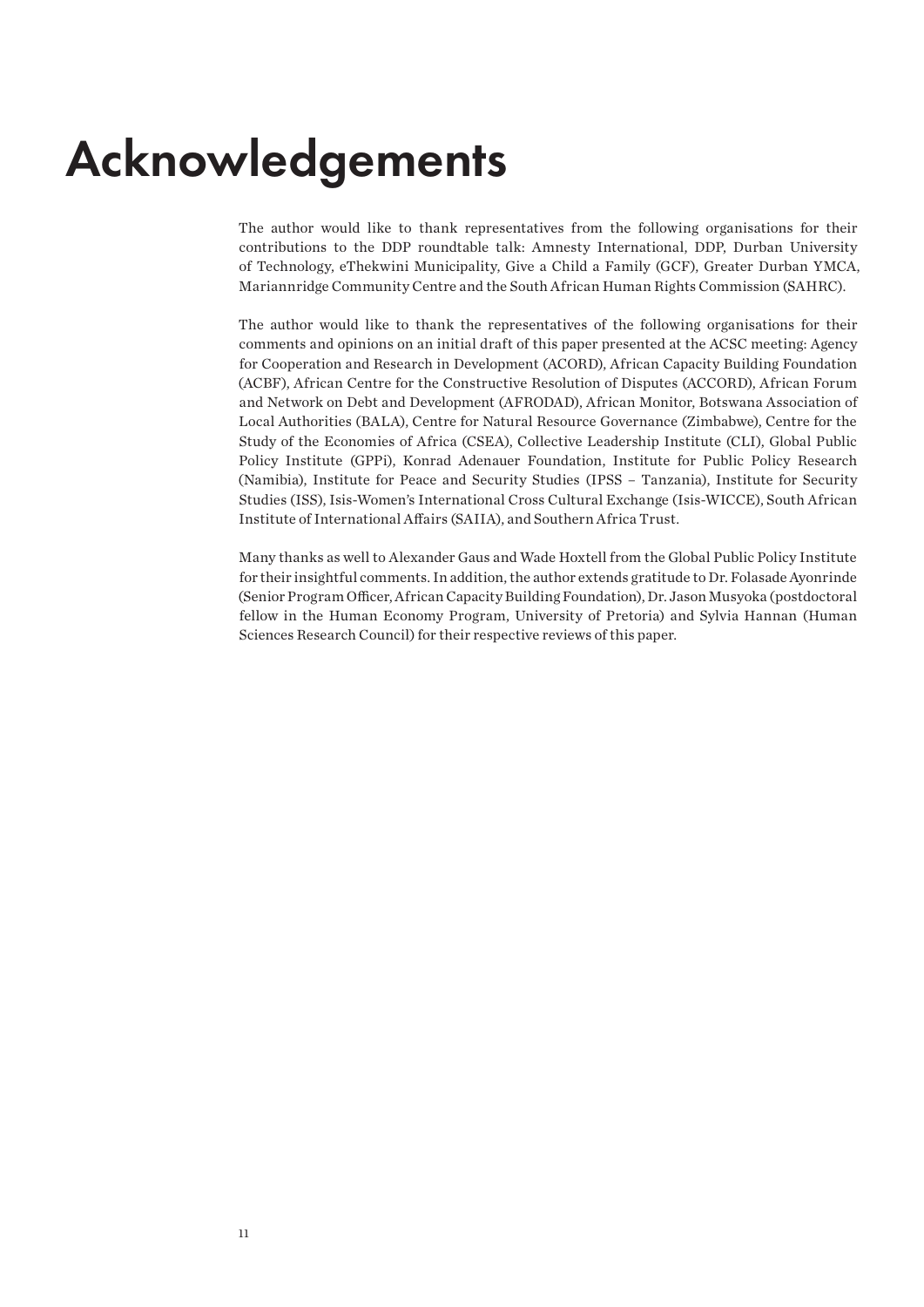# Acknowledgements

The author would like to thank representatives from the following organisations for their contributions to the DDP roundtable talk: Amnesty International, DDP, Durban University of Technology, eThekwini Municipality, Give a Child a Family (GCF), Greater Durban YMCA, Mariannridge Community Centre and the South African Human Rights Commission (SAHRC).

The author would like to thank the representatives of the following organisations for their comments and opinions on an initial draft of this paper presented at the ACSC meeting: Agency for Cooperation and Research in Development (ACORD), African Capacity Building Foundation (ACBF), African Centre for the Constructive Resolution of Disputes (ACCORD), African Forum and Network on Debt and Development (AFRODAD), African Monitor, Botswana Association of Local Authorities (BALA), Centre for Natural Resource Governance (Zimbabwe), Centre for the Study of the Economies of Africa (CSEA), Collective Leadership Institute (CLI), Global Public Policy Institute (GPPi), Konrad Adenauer Foundation, Institute for Public Policy Research (Namibia), Institute for Peace and Security Studies (IPSS – Tanzania), Institute for Security Studies (ISS), Isis-Women's International Cross Cultural Exchange (Isis-WICCE), South African Institute of International Affairs (SAIIA), and Southern Africa Trust.

Many thanks as well to Alexander Gaus and Wade Hoxtell from the Global Public Policy Institute for their insightful comments. In addition, the author extends gratitude to Dr. Folasade Ayonrinde (Senior Program Officer, African Capacity Building Foundation), Dr. Jason Musyoka (postdoctoral fellow in the Human Economy Program, University of Pretoria) and Sylvia Hannan (Human Sciences Research Council) for their respective reviews of this paper.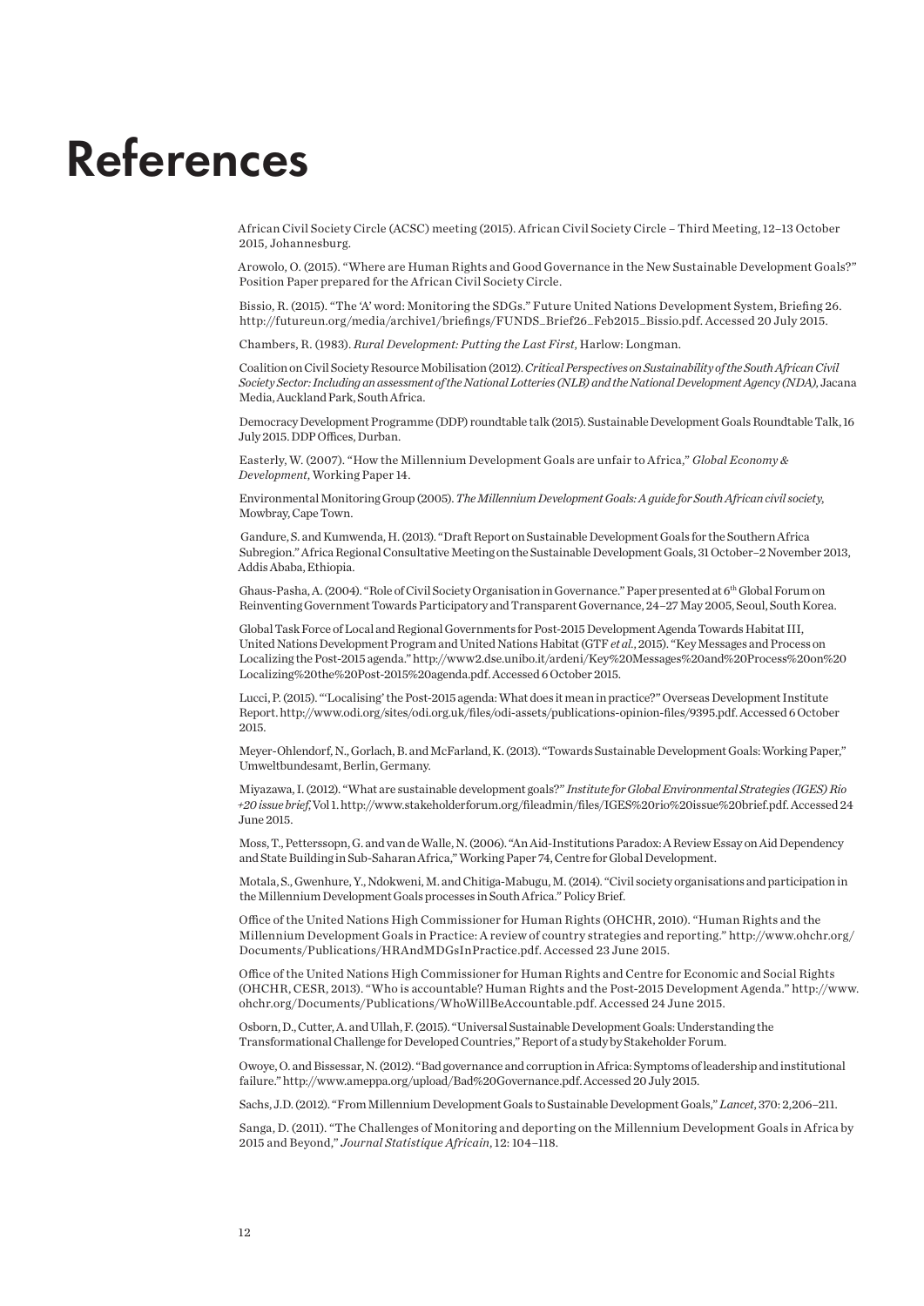# References

African Civil Society Circle (ACSC) meeting (2015). African Civil Society Circle – Third Meeting, 12–13 October 2015, Johannesburg.

Arowolo, O. (2015). "Where are Human Rights and Good Governance in the New Sustainable Development Goals?" Position Paper prepared for the African Civil Society Circle.

Bissio, R. (2015). "The 'A' word: Monitoring the SDGs." Future United Nations Development System, Briefing 26. http://futureun.org/media/archive1/briefings/FUNDS_Brief26_Feb2015_Bissio.pdf. Accessed 20 July 2015.

Chambers, R. (1983). *Rural Development: Putting the Last First*, Harlow: Longman.

Coalition on Civil Society Resource Mobilisation (2012). *Critical Perspectives on Sustainability of the South African Civil Society Sector: Including an assessment of the National Lotteries (NLB) and the National Development Agency (NDA)*, Jacana Media, Auckland Park, South Africa.

Democracy Development Programme (DDP) roundtable talk (2015). Sustainable Development Goals Roundtable Talk, 16 July 2015. DDP Offices, Durban.

Easterly, W. (2007). "How the Millennium Development Goals are unfair to Africa," *Global Economy & Development*, Working Paper 14.

Environmental Monitoring Group (2005). *The Millennium Development Goals: A guide for South African civil society*, Mowbray, Cape Town.

Gandure, S. and Kumwenda, H. (2013). "Draft Report on Sustainable Development Goals for the Southern Africa Subregion." Africa Regional Consultative Meeting on the Sustainable Development Goals, 31 October–2 November 2013, Addis Ababa, Ethiopia.

Ghaus-Pasha, A. (2004). "Role of Civil Society Organisation in Governance." Paper presented at 6th Global Forum on Reinventing Government Towards Participatory and Transparent Governance, 24–27 May 2005, Seoul, South Korea.

Global Task Force of Local and Regional Governments for Post-2015 Development Agenda Towards Habitat III, United Nations Development Program and United Nations Habitat (GTF *et al.*, 2015). "Key Messages and Process on Localizing the Post-2015 agenda." http://www2.dse.unibo.it/ardeni/Key%20Messages%20and%20Process%20on%20Localizing%20the%20Post-2015%20agenda.pdf. Accessed 6 October 2015.

Lucci, P. (2015). "'Localising' the Post-2015 agenda: What does it mean in practice?" Overseas Development Institute Report. http://www.odi.org/sites/odi.org.uk/files/odi-assets/publications-opinion-files/9395.pdf. Accessed 6 October 2015.

Meyer-Ohlendorf, N., Gorlach, B. and McFarland, K. (2013). "Towards Sustainable Development Goals: Working Paper," Umweltbundesamt, Berlin, Germany.

Miyazawa, I. (2012). "What are sustainable development goals?" *Institute for Global Environmental Strategies (IGES) Rio +20 issue brief*, Vol 1. http://www.stakeholderforum.org/fileadmin/files/IGES%20rio%20issue%20brief.pdf. Accessed 24 June 2015.

Moss, T., Petterssopn, G. and van de Walle, N. (2006). "An Aid-Institutions Paradox: A Review Essay on Aid Dependency and State Building in Sub-Saharan Africa," Working Paper 74, Centre for Global Development.

Motala, S., Gwenhure, Y., Ndokweni, M. and Chitiga-Mabugu, M. (2014). "Civil society organisations and participation in the Millennium Development Goals processes in South Africa." Policy Brief.

Office of the United Nations High Commissioner for Human Rights (OHCHR, 2010). "Human Rights and the Millennium Development Goals in Practice: A review of country strategies and reporting." http://www.ohchr.org/Documents/Publications/HRAndMDGsInPractice.pdf. Accessed 23 June 2015.

Office of the United Nations High Commissioner for Human Rights and Centre for Economic and Social Rights (OHCHR, CESR, 2013). "Who is accountable? Human Rights and the Post-2015 Development Agenda." http://www.ohchr.org/Documents/Publications/WhoWillBeAccountable.pdf. Accessed 24 June 2015.

Osborn, D., Cutter, A. and Ullah, F. (2015). "Universal Sustainable Development Goals: Understanding the Transformational Challenge for Developed Countries," Report of a study by Stakeholder Forum.

Owoye, O. and Bissessar, N. (2012). "Bad governance and corruption in Africa: Symptoms of leadership and institutional failure." http://www.ameppa.org/upload/Bad%20Governance.pdf. Accessed 20 July 2015.

Sachs, J.D. (2012). "From Millennium Development Goals to Sustainable Development Goals," *Lancet*, 370: 2,206–211.

Sanga, D. (2011). "The Challenges of Monitoring and deporting on the Millennium Development Goals in Africa by 2015 and Beyond," *Journal Statistique Africain*, 12: 104–118.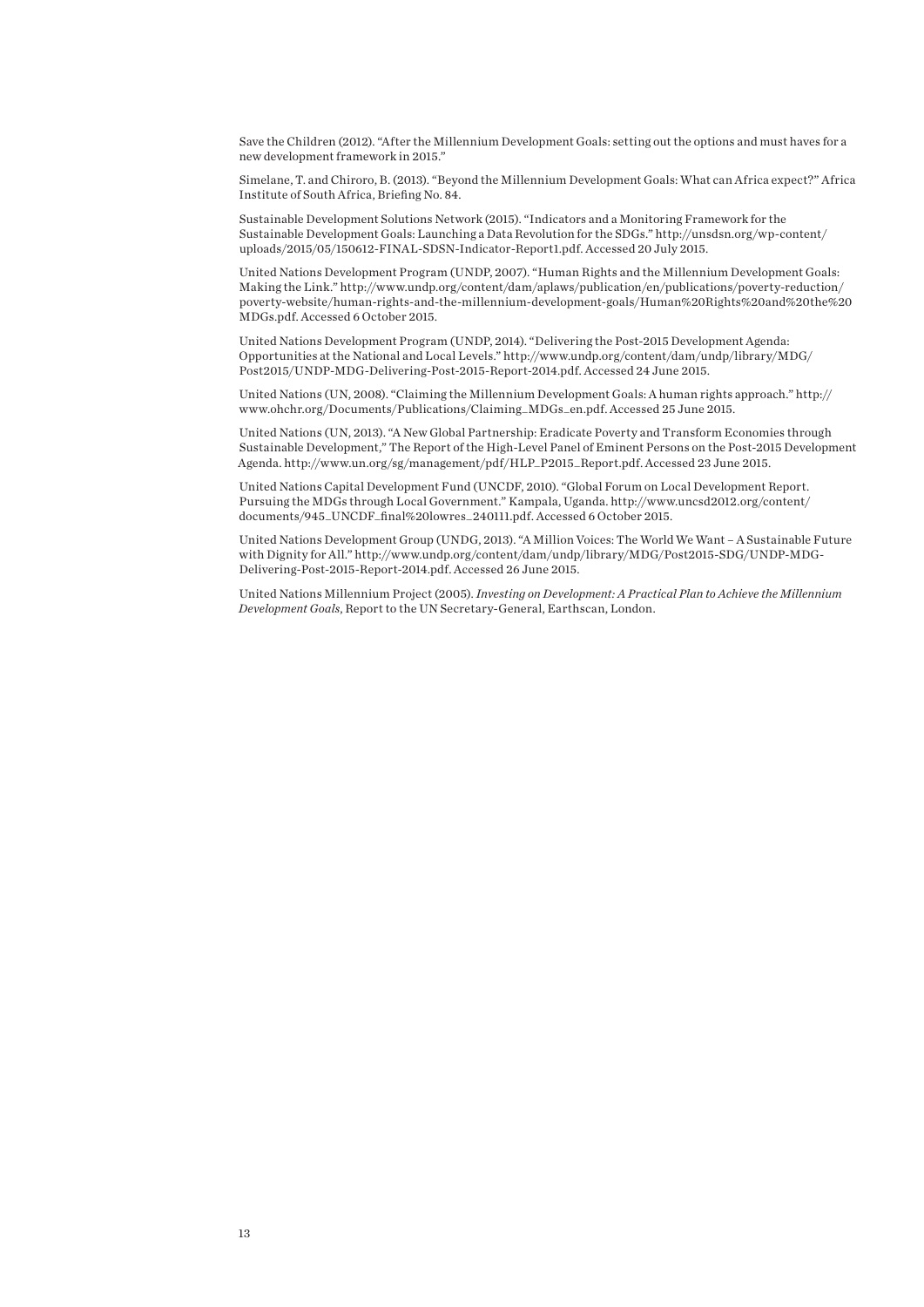Save the Children (2012). "After the Millennium Development Goals: setting out the options and must haves for a new development framework in 2015."

Simelane, T. and Chiroro, B. (2013). "Beyond the Millennium Development Goals: What can Africa expect?" Africa Institute of South Africa, Briefing No. 84.

Sustainable Development Solutions Network (2015). "Indicators and a Monitoring Framework for the Sustainable Development Goals: Launching a Data Revolution for the SDGs." http://unsdsn.org/wp-content/uploads/2015/05/150612-FINAL-SDSN-Indicator-Report1.pdf. Accessed 20 July 2015.

United Nations Development Program (UNDP, 2007). "Human Rights and the Millennium Development Goals: Making the Link." http://www.undp.org/content/dam/aplaws/publication/en/publications/poverty-reduction/poverty-website/human-rights-and-the-millennium-development-goals/Human%20Rights%20and%20the%20MDGs.pdf. Accessed 6 October 2015.

United Nations Development Program (UNDP, 2014). "Delivering the Post-2015 Development Agenda: Opportunities at the National and Local Levels." http://www.undp.org/content/dam/undp/library/MDG/Post2015/UNDP-MDG-Delivering-Post-2015-Report-2014.pdf. Accessed 24 June 2015.

United Nations (UN, 2008). "Claiming the Millennium Development Goals: A human rights approach." http://www.ohchr.org/Documents/Publications/Claiming_MDGs_en.pdf. Accessed 25 June 2015.

United Nations (UN, 2013). "A New Global Partnership: Eradicate Poverty and Transform Economies through Sustainable Development," The Report of the High-Level Panel of Eminent Persons on the Post-2015 Development Agenda. http://www.un.org/sg/management/pdf/HLP_P2015_Report.pdf. Accessed 23 June 2015.

United Nations Capital Development Fund (UNCDF, 2010). "Global Forum on Local Development Report. Pursuing the MDGs through Local Government." Kampala, Uganda. http://www.uncsd2012.org/content/documents/945_UNCDF_final%20lowres_240111.pdf. Accessed 6 October 2015.

United Nations Development Group (UNDG, 2013). "A Million Voices: The World We Want – A Sustainable Future with Dignity for All." http://www.undp.org/content/dam/undp/library/MDG/Post2015-SDG/UNDP-MDG-Delivering-Post-2015-Report-2014.pdf. Accessed 26 June 2015.

United Nations Millennium Project (2005). *Investing on Development: A Practical Plan to Achieve the Millennium Development Goals*, Report to the UN Secretary-General, Earthscan, London.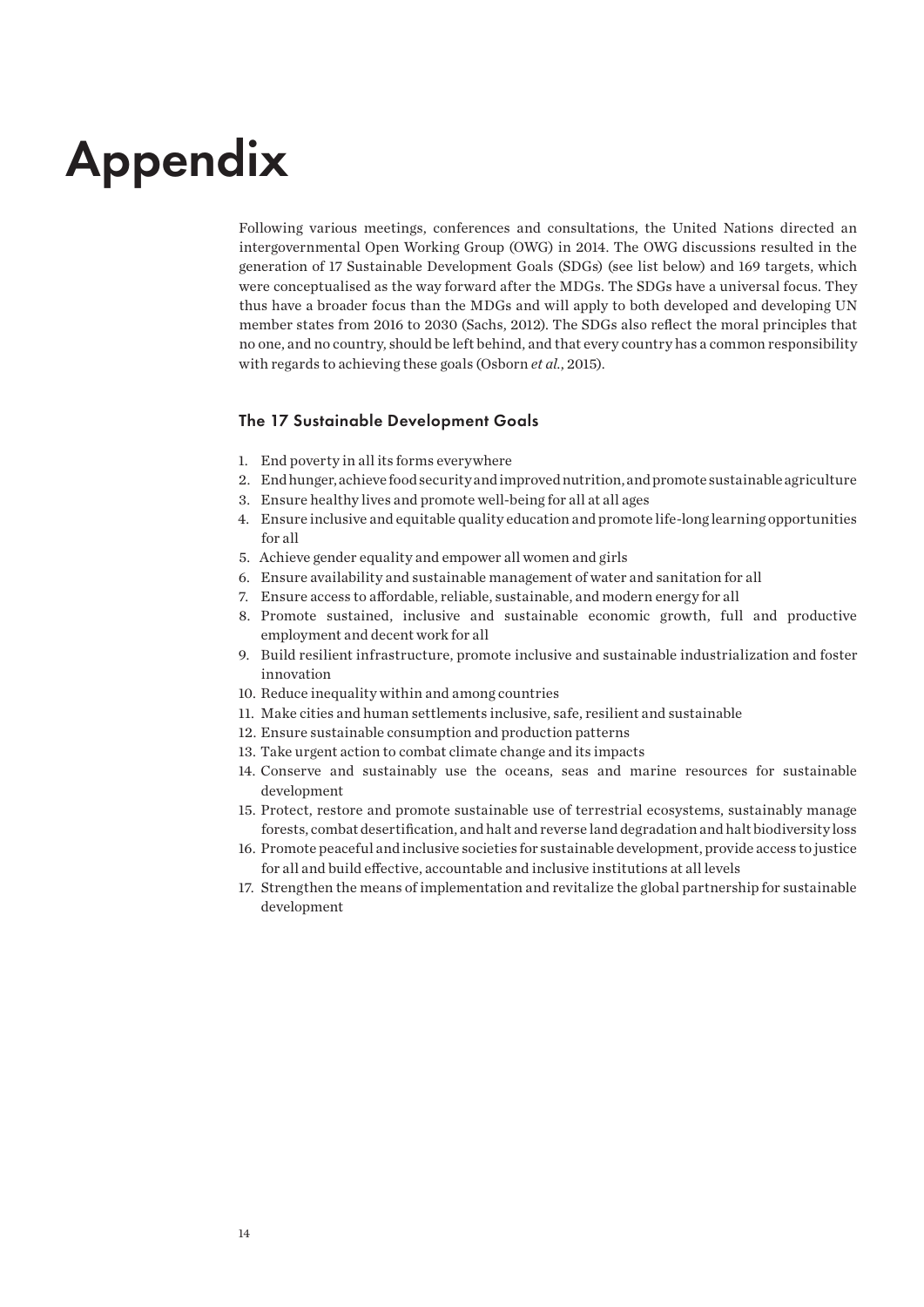# Appendix

Following various meetings, conferences and consultations, the United Nations directed an intergovernmental Open Working Group (OWG) in 2014. The OWG discussions resulted in the generation of 17 Sustainable Development Goals (SDGs) (see list below) and 169 targets, which were conceptualised as the way forward after the MDGs. The SDGs have a universal focus. They thus have a broader focus than the MDGs and will apply to both developed and developing UN member states from 2016 to 2030 (Sachs, 2012). The SDGs also reflect the moral principles that no one, and no country, should be left behind, and that every country has a common responsibility with regards to achieving these goals (Osborn *et al.*, 2015).

### The 17 Sustainable Development Goals

1. End poverty in all its forms everywhere
2. End hunger, achieve food security and improved nutrition, and promote sustainable agriculture
3. Ensure healthy lives and promote well-being for all at all ages
4. Ensure inclusive and equitable quality education and promote life-long learning opportunities for all
5. Achieve gender equality and empower all women and girls
6. Ensure availability and sustainable management of water and sanitation for all
7. Ensure access to affordable, reliable, sustainable, and modern energy for all
8. Promote sustained, inclusive and sustainable economic growth, full and productive employment and decent work for all
9. Build resilient infrastructure, promote inclusive and sustainable industrialization and foster innovation
10. Reduce inequality within and among countries
11. Make cities and human settlements inclusive, safe, resilient and sustainable
12. Ensure sustainable consumption and production patterns
13. Take urgent action to combat climate change and its impacts
14. Conserve and sustainably use the oceans, seas and marine resources for sustainable development
15. Protect, restore and promote sustainable use of terrestrial ecosystems, sustainably manage forests, combat desertification, and halt and reverse land degradation and halt biodiversity loss
16. Promote peaceful and inclusive societies for sustainable development, provide access to justice for all and build effective, accountable and inclusive institutions at all levels
17. Strengthen the means of implementation and revitalize the global partnership for sustainable development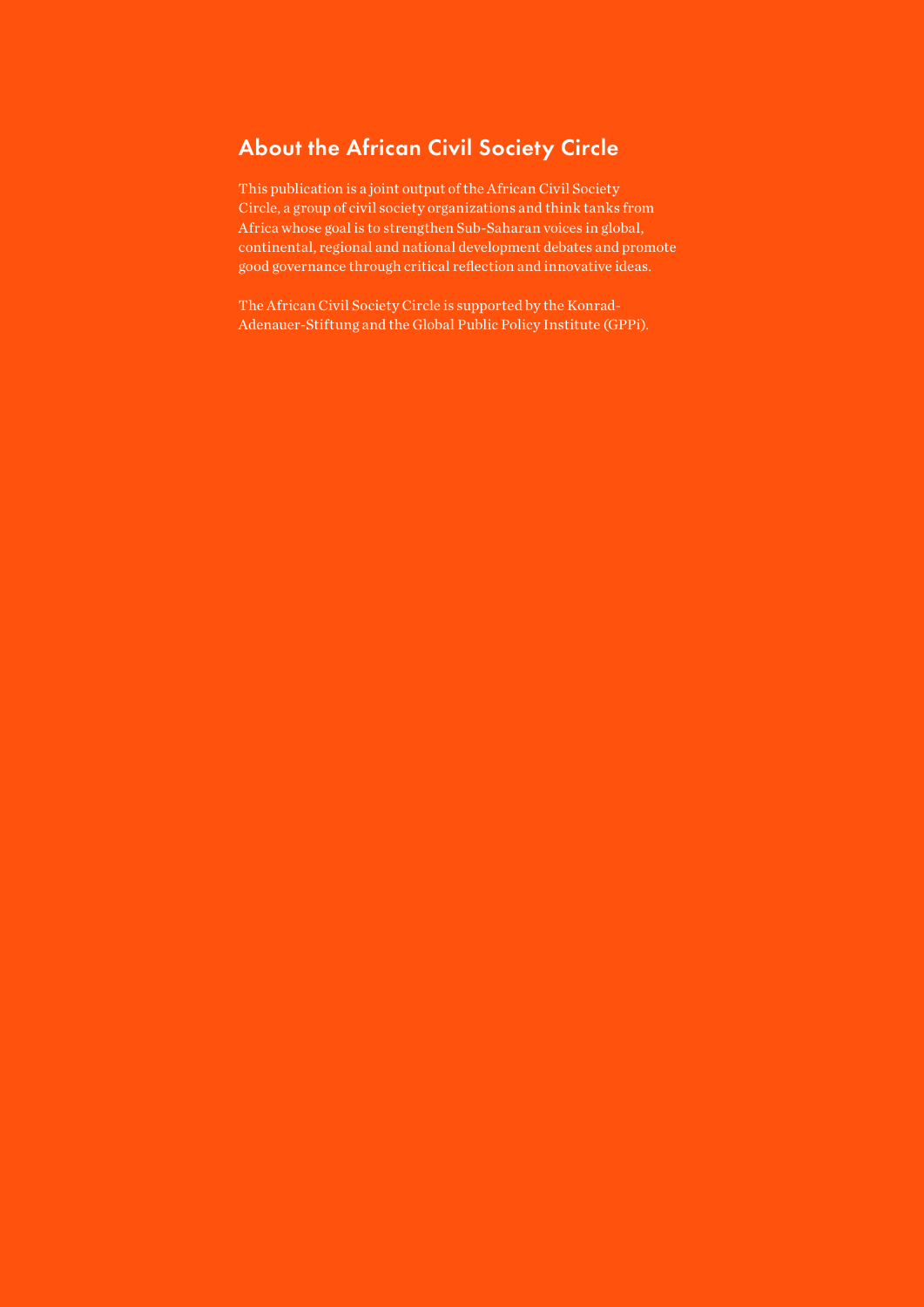## About the African Civil Society Circle

This publication is a joint output of the African Civil Society Circle, a group of civil society organizations and think tanks from Africa whose goal is to strengthen Sub-Saharan voices in global, continental, regional and national development debates and promote good governance through critical reflection and innovative ideas.

The African Civil Society Circle is supported by the Konrad-Adenauer-Stiftung and the Global Public Policy Institute (GPPi).